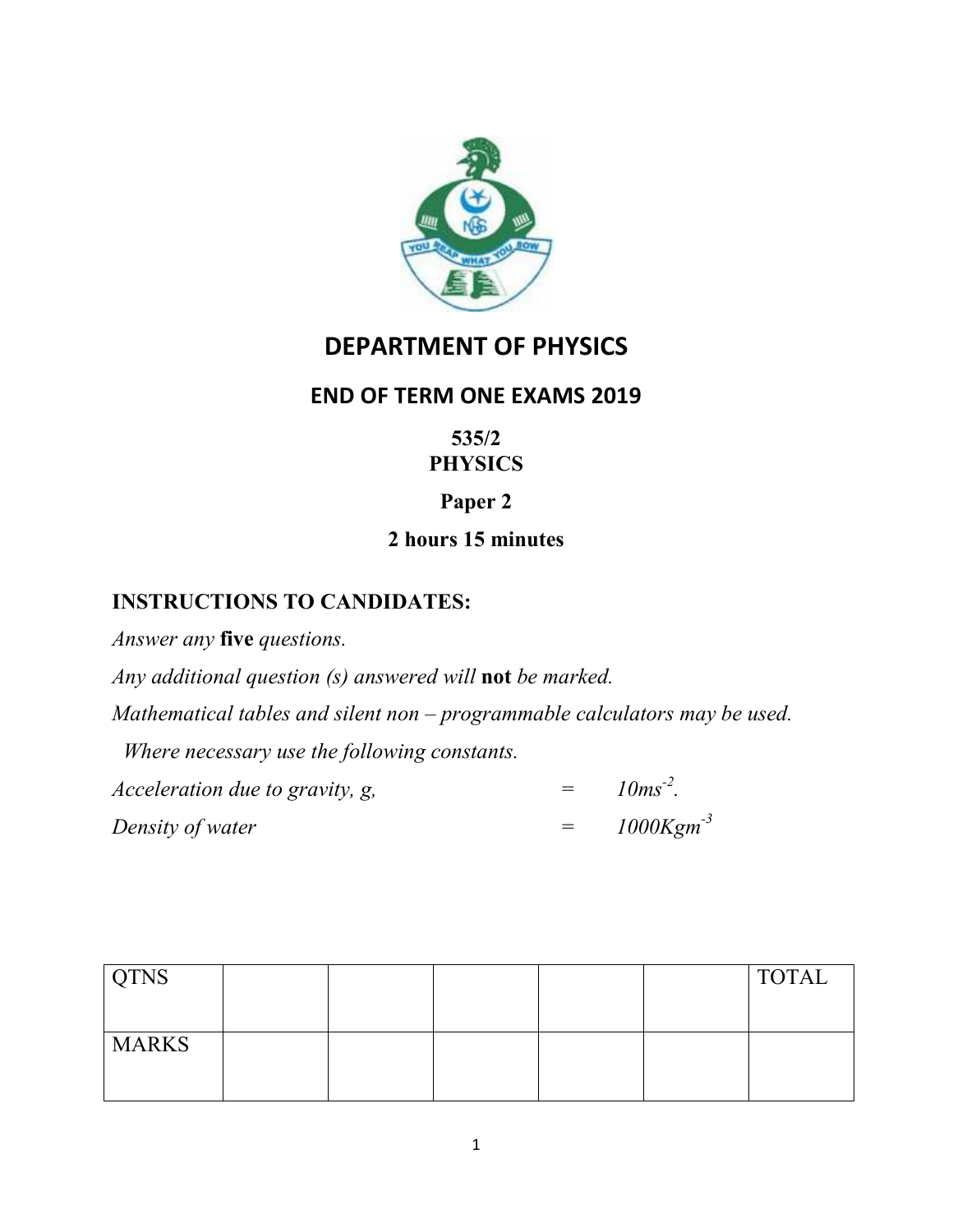# DEPARTMENT OF PHYSICS

## END OF TERM ONE EXAMS 2019

**535/2**
**PHYSICS**

**Paper 2**

**2 hours 15 minutes**

**INSTRUCTIONS TO CANDIDATES:**

*Answer any* **five** *questions.*

*Any additional question (s) answered will* **not** *be marked.*

*Mathematical tables and silent non – programmable calculators may be used.*

*Where necessary use the following constants.*

*Acceleration due to gravity, g,* = $10ms^{-2}$.

*Density of water* = $1000Kgm^{-3}$

| QTNS | | | | | | TOTAL |
|---|---|---|---|---|---|---|
| MARKS | | | | | | |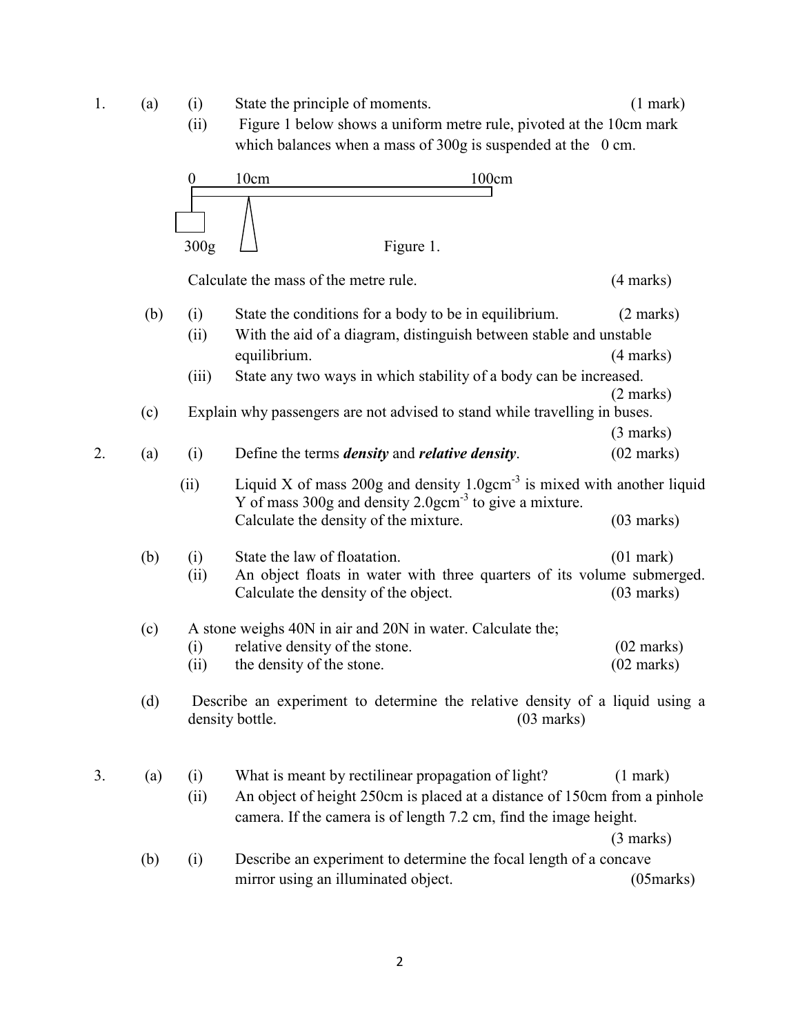1. (a) (i) State the principle of moments. (1 mark)

   (ii) Figure 1 below shows a uniform metre rule, pivoted at the 10cm mark which balances when a mass of 300g is suspended at the 0 cm.

   0 10cm 100cm

   300g

   Figure 1.

   Calculate the mass of the metre rule. (4 marks)

   (b) (i) State the conditions for a body to be in equilibrium. (2 marks)

   (ii) With the aid of a diagram, distinguish between stable and unstable equilibrium. (4 marks)

   (iii) State any two ways in which stability of a body can be increased. (2 marks)

   (c) Explain why passengers are not advised to stand while travelling in buses. (3 marks)

2. (a) (i) Define the terms ***density*** and ***relative density***. (02 marks)

   (ii) Liquid X of mass 200g and density $1.0gcm^{-3}$ is mixed with another liquid Y of mass 300g and density $2.0gcm^{-3}$ to give a mixture. Calculate the density of the mixture. (03 marks)

   (b) (i) State the law of floatation. (01 mark)

   (ii) An object floats in water with three quarters of its volume submerged. Calculate the density of the object. (03 marks)

   (c) A stone weighs 40N in air and 20N in water. Calculate the;

   (i) relative density of the stone. (02 marks)

   (ii) the density of the stone. (02 marks)

   (d) Describe an experiment to determine the relative density of a liquid using a density bottle. (03 marks)

3. (a) (i) What is meant by rectilinear propagation of light? (1 mark)

   (ii) An object of height 250cm is placed at a distance of 150cm from a pinhole camera. If the camera is of length 7.2 cm, find the image height. (3 marks)

   (b) (i) Describe an experiment to determine the focal length of a concave mirror using an illuminated object. (05marks)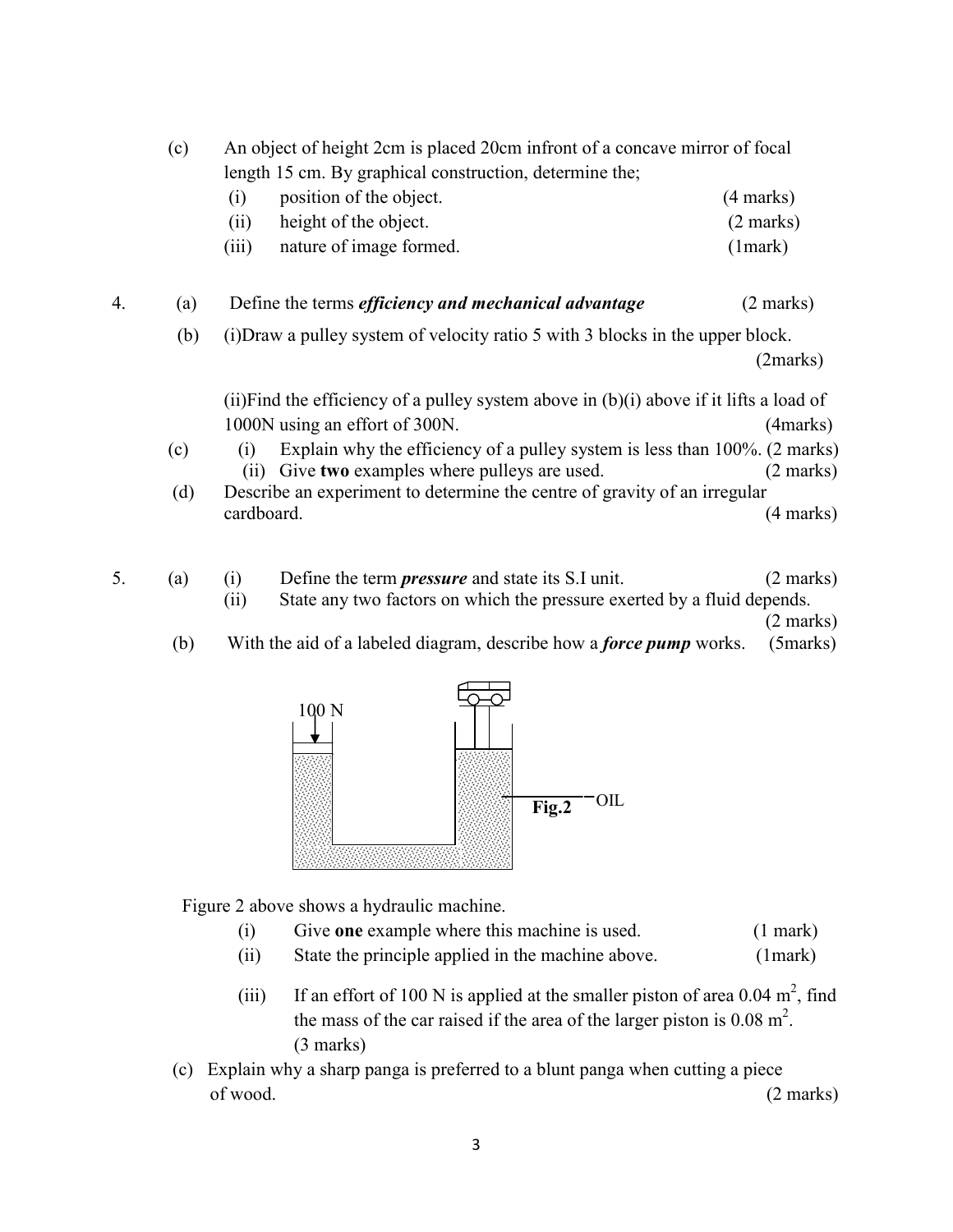(c) An object of height 2cm is placed 20cm infront of a concave mirror of focal length 15 cm. By graphical construction, determine the;

(i) position of the object. (4 marks)

(ii) height of the object. (2 marks)

(iii) nature of image formed. (1mark)

4. (a) Define the terms ***efficiency and mechanical advantage*** (2 marks)

(b) (i)Draw a pulley system of velocity ratio 5 with 3 blocks in the upper block. (2marks)

(ii)Find the efficiency of a pulley system above in (b)(i) above if it lifts a load of 1000N using an effort of 300N. (4marks)

(c) (i) Explain why the efficiency of a pulley system is less than 100%. (2 marks)

(ii) Give **two** examples where pulleys are used. (2 marks)

(d) Describe an experiment to determine the centre of gravity of an irregular cardboard. (4 marks)

5. (a) (i) Define the term ***pressure*** and state its S.I unit. (2 marks)

(ii) State any two factors on which the pressure exerted by a fluid depends. (2 marks)

(b) With the aid of a labeled diagram, describe how a ***force pump*** works. (5marks)

100 N

OIL

**Fig.2**

Figure 2 above shows a hydraulic machine.

(i) Give **one** example where this machine is used. (1 mark)

(ii) State the principle applied in the machine above. (1mark)

(iii) If an effort of 100 N is applied at the smaller piston of area $0.04\ m^2$, find the mass of the car raised if the area of the larger piston is $0.08\ m^2$. (3 marks)

(c) Explain why a sharp panga is preferred to a blunt panga when cutting a piece of wood. (2 marks)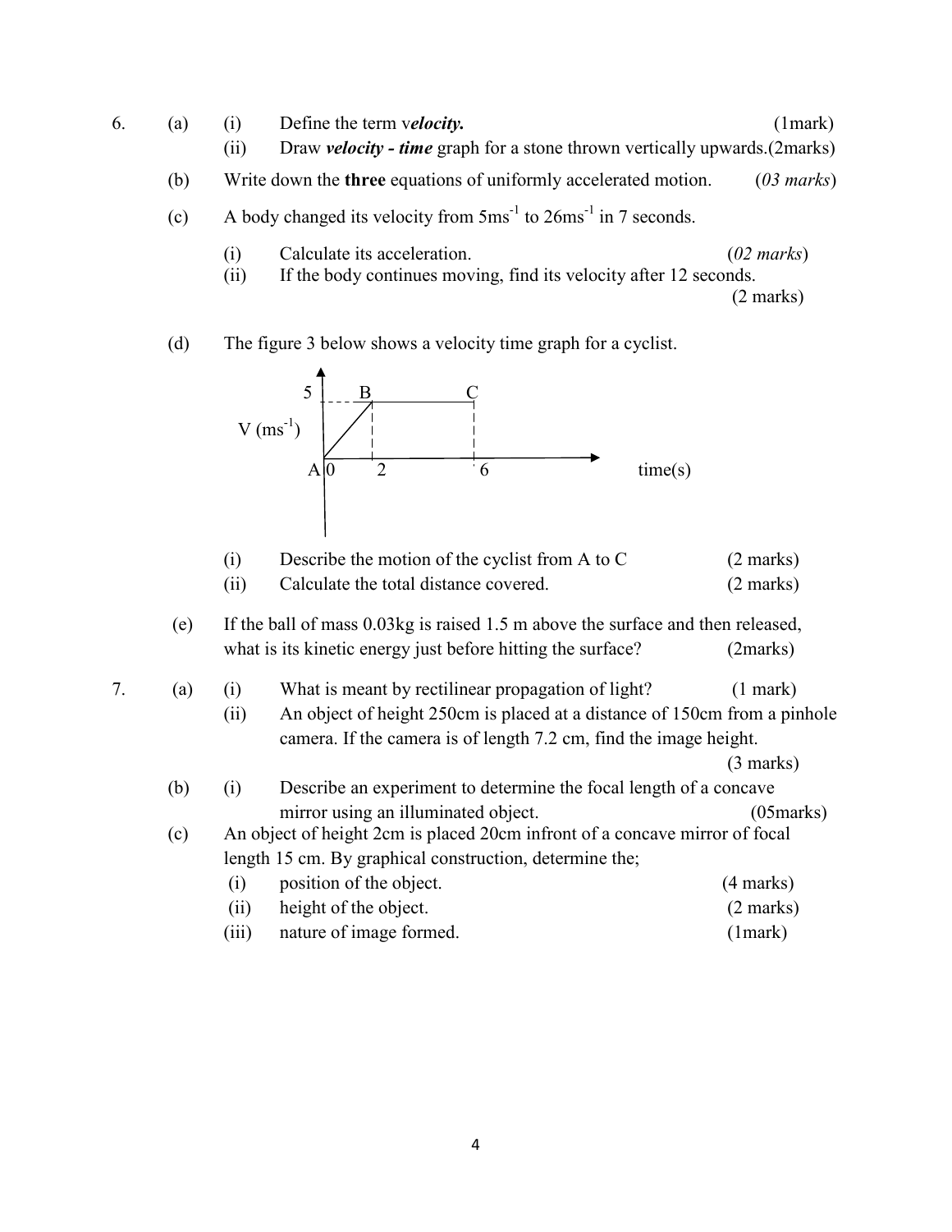6. (a) (i) Define the term v***elocity.*** (1mark)

(ii) Draw ***velocity - time*** graph for a stone thrown vertically upwards.(2marks)

(b) Write down the **three** equations of uniformly accelerated motion. (*03 marks*)

(c) A body changed its velocity from $5ms^{-1}$ to $26ms^{-1}$ in 7 seconds.

(i) Calculate its acceleration. (*02 marks*)

(ii) If the body continues moving, find its velocity after 12 seconds. (2 marks)

(d) The figure 3 below shows a velocity time graph for a cyclist.

(i) Describe the motion of the cyclist from A to C (2 marks)

(ii) Calculate the total distance covered. (2 marks)

(e) If the ball of mass 0.03kg is raised 1.5 m above the surface and then released, what is its kinetic energy just before hitting the surface? (2marks)

7. (a) (i) What is meant by rectilinear propagation of light? (1 mark)

(ii) An object of height 250cm is placed at a distance of 150cm from a pinhole camera. If the camera is of length 7.2 cm, find the image height. (3 marks)

(b) (i) Describe an experiment to determine the focal length of a concave mirror using an illuminated object. (05marks)

(c) An object of height 2cm is placed 20cm infront of a concave mirror of focal length 15 cm. By graphical construction, determine the;

(i) position of the object. (4 marks)

(ii) height of the object. (2 marks)

(iii) nature of image formed. (1mark)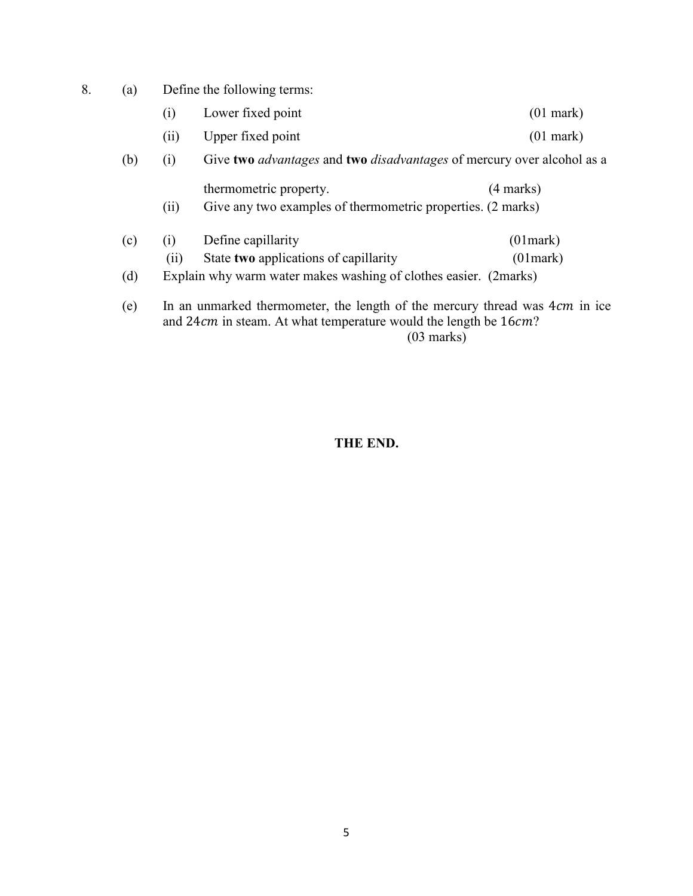8. (a) Define the following terms:

   (i) Lower fixed point (01 mark)

   (ii) Upper fixed point (01 mark)

   (b) (i) Give **two** *advantages* and **two** *disadvantages* of mercury over alcohol as a thermometric property. (4 marks)

   (ii) Give any two examples of thermometric properties. (2 marks)

   (c) (i) Define capillarity (01mark)

   (ii) State **two** applications of capillarity (01mark)

   (d) Explain why warm water makes washing of clothes easier. (2marks)

   (e) In an unmarked thermometer, the length of the mercury thread was $4cm$ in ice and $24cm$ in steam. At what temperature would the length be $16cm$? (03 marks)

**THE END.**